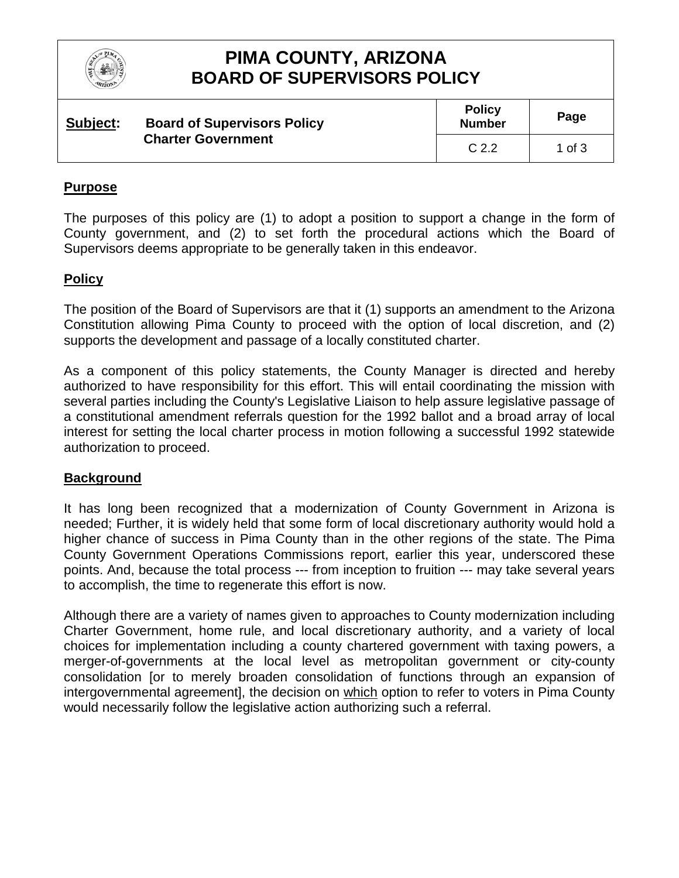# PIMA COUNTY, ARIZONA
# BOARD OF SUPERVISORS POLICY

| Subject: Board of Supervisors Policy Charter Government | Policy Number | Page |
|---|---|---|
| | C 2.2 | 1 of 3 |

## Purpose

The purposes of this policy are (1) to adopt a position to support a change in the form of County government, and (2) to set forth the procedural actions which the Board of Supervisors deems appropriate to be generally taken in this endeavor.

## Policy

The position of the Board of Supervisors are that it (1) supports an amendment to the Arizona Constitution allowing Pima County to proceed with the option of local discretion, and (2) supports the development and passage of a locally constituted charter.

As a component of this policy statements, the County Manager is directed and hereby authorized to have responsibility for this effort. This will entail coordinating the mission with several parties including the County's Legislative Liaison to help assure legislative passage of a constitutional amendment referrals question for the 1992 ballot and a broad array of local interest for setting the local charter process in motion following a successful 1992 statewide authorization to proceed.

## Background

It has long been recognized that a modernization of County Government in Arizona is needed; Further, it is widely held that some form of local discretionary authority would hold a higher chance of success in Pima County than in the other regions of the state. The Pima County Government Operations Commissions report, earlier this year, underscored these points. And, because the total process --- from inception to fruition --- may take several years to accomplish, the time to regenerate this effort is now.

Although there are a variety of names given to approaches to County modernization including Charter Government, home rule, and local discretionary authority, and a variety of local choices for implementation including a county chartered government with taxing powers, a merger-of-governments at the local level as metropolitan government or city-county consolidation [or to merely broaden consolidation of functions through an expansion of intergovernmental agreement], the decision on which option to refer to voters in Pima County would necessarily follow the legislative action authorizing such a referral.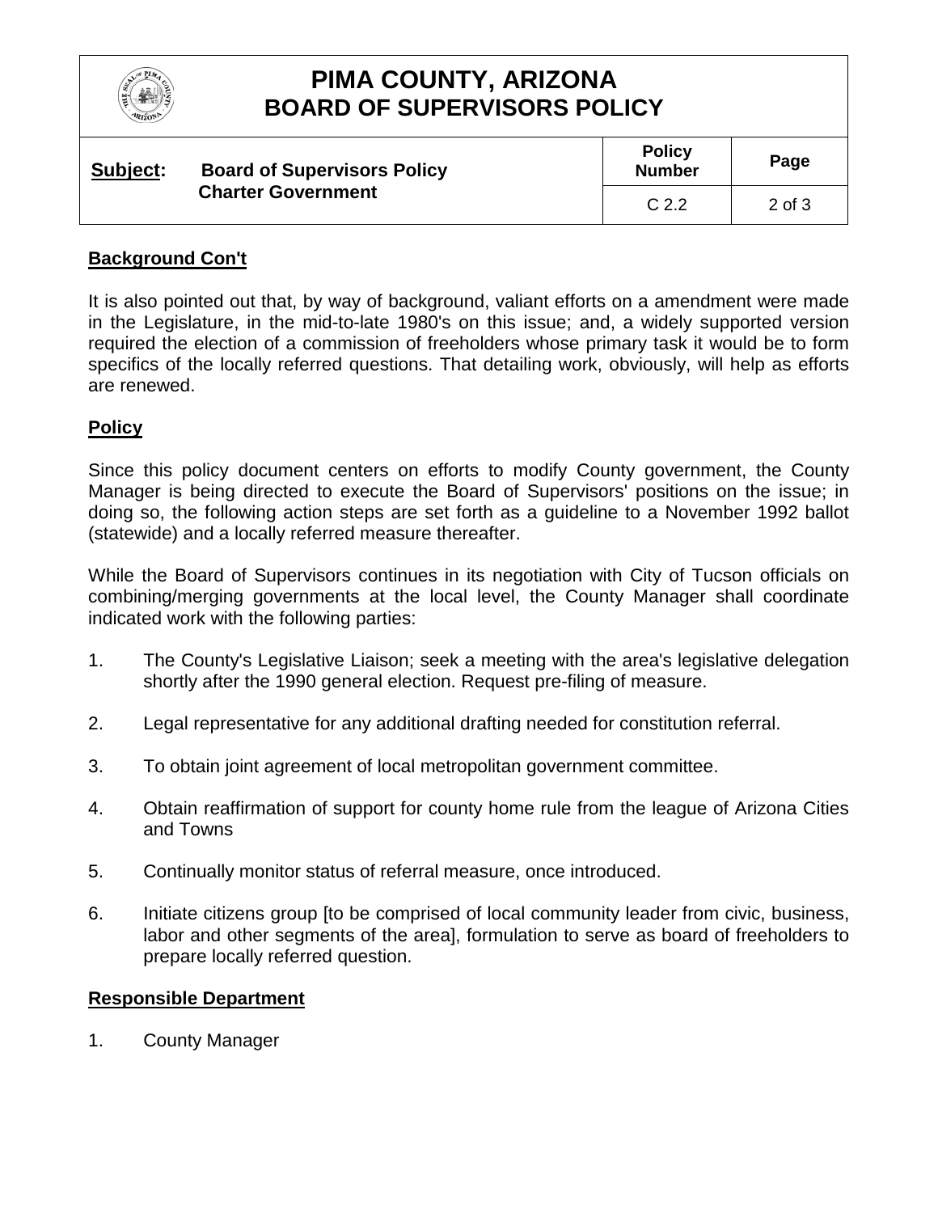# PIMA COUNTY, ARIZONA
# BOARD OF SUPERVISORS POLICY

| **Subject:** Board of Supervisors Policy Charter Government | **Policy Number** | **Page** |
|---|---|---|
| | C 2.2 | 2 of 3 |

**Background Con't**

It is also pointed out that, by way of background, valiant efforts on a amendment were made in the Legislature, in the mid-to-late 1980's on this issue; and, a widely supported version required the election of a commission of freeholders whose primary task it would be to form specifics of the locally referred questions. That detailing work, obviously, will help as efforts are renewed.

**Policy**

Since this policy document centers on efforts to modify County government, the County Manager is being directed to execute the Board of Supervisors' positions on the issue; in doing so, the following action steps are set forth as a guideline to a November 1992 ballot (statewide) and a locally referred measure thereafter.

While the Board of Supervisors continues in its negotiation with City of Tucson officials on combining/merging governments at the local level, the County Manager shall coordinate indicated work with the following parties:

1. The County's Legislative Liaison; seek a meeting with the area's legislative delegation shortly after the 1990 general election. Request pre-filing of measure.
2. Legal representative for any additional drafting needed for constitution referral.
3. To obtain joint agreement of local metropolitan government committee.
4. Obtain reaffirmation of support for county home rule from the league of Arizona Cities and Towns
5. Continually monitor status of referral measure, once introduced.
6. Initiate citizens group [to be comprised of local community leader from civic, business, labor and other segments of the area], formulation to serve as board of freeholders to prepare locally referred question.

**Responsible Department**

1. County Manager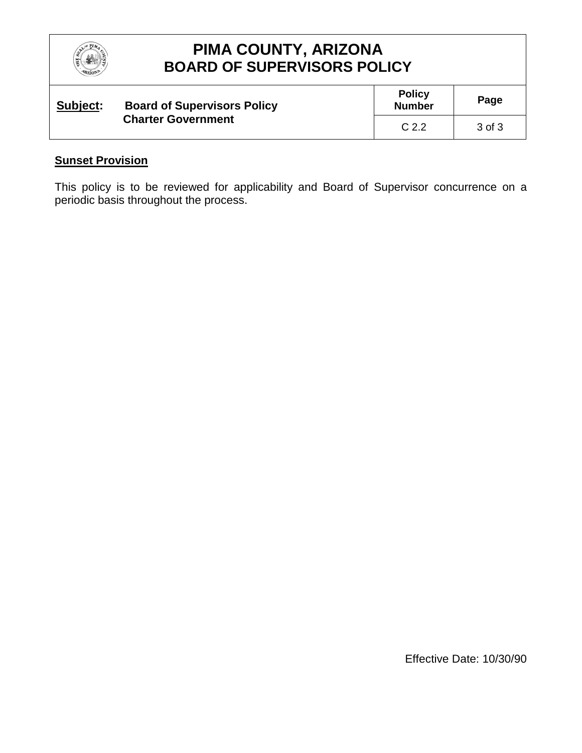## Sunset Provision

This policy is to be reviewed for applicability and Board of Supervisor concurrence on a periodic basis throughout the process.

Effective Date: 10/30/90